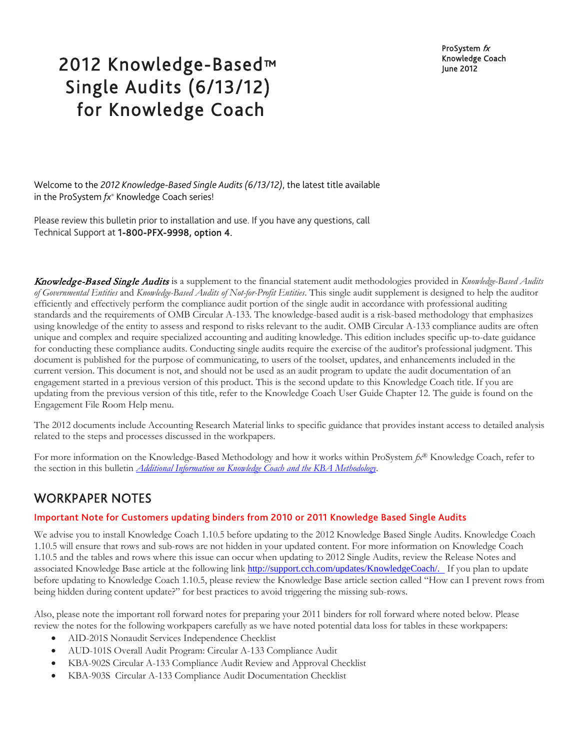ProSystem *fx*
Knowledge Coach
June 2012

# 2012 Knowledge-Based™ Single Audits (6/13/12) for Knowledge Coach

Welcome to the *2012 Knowledge-Based Single Audits (6/13/12)*, the latest title available in the ProSystem *fx*® Knowledge Coach series!

Please review this bulletin prior to installation and use. If you have any questions, call Technical Support at **1-800-PFX-9998, option 4**.

*Knowledge-Based Single Audits* is a supplement to the financial statement audit methodologies provided in *Knowledge-Based Audits of Governmental Entities* and *Knowledge-Based Audits of Not-for-Profit Entities*. This single audit supplement is designed to help the auditor efficiently and effectively perform the compliance audit portion of the single audit in accordance with professional auditing standards and the requirements of OMB Circular A-133. The knowledge-based audit is a risk-based methodology that emphasizes using knowledge of the entity to assess and respond to risks relevant to the audit. OMB Circular A-133 compliance audits are often unique and complex and require specialized accounting and auditing knowledge. This edition includes specific up-to-date guidance for conducting these compliance audits. Conducting single audits require the exercise of the auditor's professional judgment. This document is published for the purpose of communicating, to users of the toolset, updates, and enhancements included in the current version. This document is not, and should not be used as an audit program to update the audit documentation of an engagement started in a previous version of this product. This is the second update to this Knowledge Coach title. If you are updating from the previous version of this title, refer to the Knowledge Coach User Guide Chapter 12. The guide is found on the Engagement File Room Help menu.

The 2012 documents include Accounting Research Material links to specific guidance that provides instant access to detailed analysis related to the steps and processes discussed in the workpapers.

For more information on the Knowledge-Based Methodology and how it works within ProSystem *fx*® Knowledge Coach, refer to the section in this bulletin *Additional Information on Knowledge Coach and the KBA Methodology*.

## WORKPAPER NOTES

### Important Note for Customers updating binders from 2010 or 2011 Knowledge Based Single Audits

We advise you to install Knowledge Coach 1.10.5 before updating to the 2012 Knowledge Based Single Audits. Knowledge Coach 1.10.5 will ensure that rows and sub-rows are not hidden in your updated content. For more information on Knowledge Coach 1.10.5 and the tables and rows where this issue can occur when updating to 2012 Single Audits, review the Release Notes and associated Knowledge Base article at the following link http://support.cch.com/updates/KnowledgeCoach/. If you plan to update before updating to Knowledge Coach 1.10.5, please review the Knowledge Base article section called "How can I prevent rows from being hidden during content update?" for best practices to avoid triggering the missing sub-rows.

Also, please note the important roll forward notes for preparing your 2011 binders for roll forward where noted below. Please review the notes for the following workpapers carefully as we have noted potential data loss for tables in these workpapers:

- AID-201S Nonaudit Services Independence Checklist
- AUD-101S Overall Audit Program: Circular A-133 Compliance Audit
- KBA-902S Circular A-133 Compliance Audit Review and Approval Checklist
- KBA-903S Circular A-133 Compliance Audit Documentation Checklist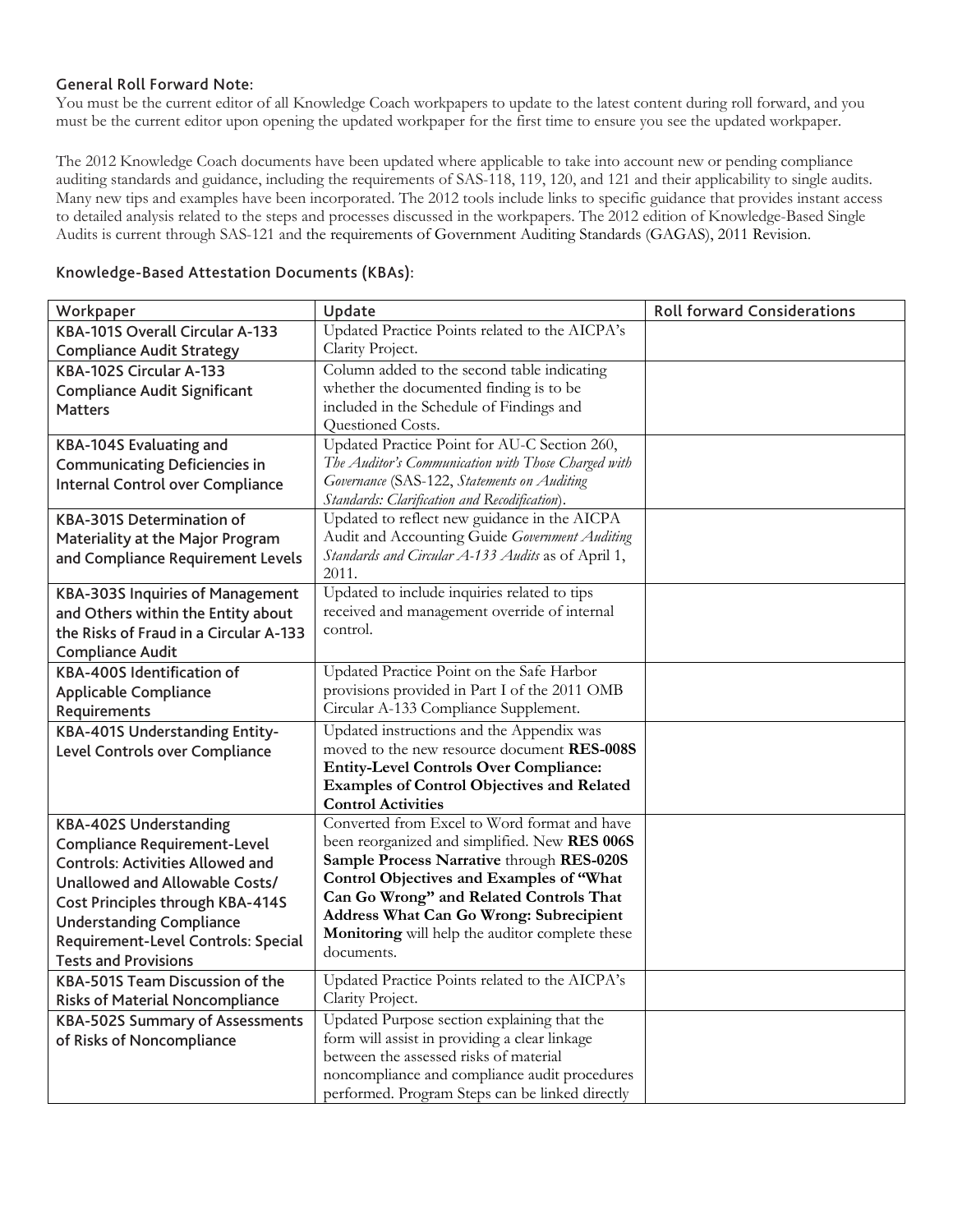### General Roll Forward Note:

You must be the current editor of all Knowledge Coach workpapers to update to the latest content during roll forward, and you must be the current editor upon opening the updated workpaper for the first time to ensure you see the updated workpaper.

The 2012 Knowledge Coach documents have been updated where applicable to take into account new or pending compliance auditing standards and guidance, including the requirements of SAS-118, 119, 120, and 121 and their applicability to single audits. Many new tips and examples have been incorporated. The 2012 tools include links to specific guidance that provides instant access to detailed analysis related to the steps and processes discussed in the workpapers. The 2012 edition of Knowledge-Based Single Audits is current through SAS-121 and the requirements of Government Auditing Standards (GAGAS), 2011 Revision.

### Knowledge-Based Attestation Documents (KBAs):

| Workpaper | Update | Roll forward Considerations |
|---|---|---|
| **KBA-101S Overall Circular A-133 Compliance Audit Strategy** | Updated Practice Points related to the AICPA's Clarity Project. | |
| **KBA-102S Circular A-133 Compliance Audit Significant Matters** | Column added to the second table indicating whether the documented finding is to be included in the Schedule of Findings and Questioned Costs. | |
| **KBA-104S Evaluating and Communicating Deficiencies in Internal Control over Compliance** | Updated Practice Point for AU-C Section 260, *The Auditor's Communication with Those Charged with Governance* (SAS-122, *Statements on Auditing Standards: Clarification and Recodification*). | |
| **KBA-301S Determination of Materiality at the Major Program and Compliance Requirement Levels** | Updated to reflect new guidance in the AICPA Audit and Accounting Guide *Government Auditing Standards and Circular A-133 Audits* as of April 1, 2011. | |
| **KBA-303S Inquiries of Management and Others within the Entity about the Risks of Fraud in a Circular A-133 Compliance Audit** | Updated to include inquiries related to tips received and management override of internal control. | |
| **KBA-400S Identification of Applicable Compliance Requirements** | Updated Practice Point on the Safe Harbor provisions provided in Part I of the 2011 OMB Circular A-133 Compliance Supplement. | |
| **KBA-401S Understanding Entity-Level Controls over Compliance** | Updated instructions and the Appendix was moved to the new resource document **RES-008S Entity-Level Controls Over Compliance: Examples of Control Objectives and Related Control Activities** | |
| **KBA-402S Understanding Compliance Requirement-Level Controls: Activities Allowed and Unallowed and Allowable Costs/ Cost Principles through KBA-414S Understanding Compliance Requirement-Level Controls: Special Tests and Provisions** | Converted from Excel to Word format and have been reorganized and simplified. New **RES 006S Sample Process Narrative** through **RES-020S Control Objectives and Examples of "What Can Go Wrong" and Related Controls That Address What Can Go Wrong: Subrecipient Monitoring** will help the auditor complete these documents. | |
| **KBA-501S Team Discussion of the Risks of Material Noncompliance** | Updated Practice Points related to the AICPA's Clarity Project. | |
| **KBA-502S Summary of Assessments of Risks of Noncompliance** | Updated Purpose section explaining that the form will assist in providing a clear linkage between the assessed risks of material noncompliance and compliance audit procedures performed. Program Steps can be linked directly | |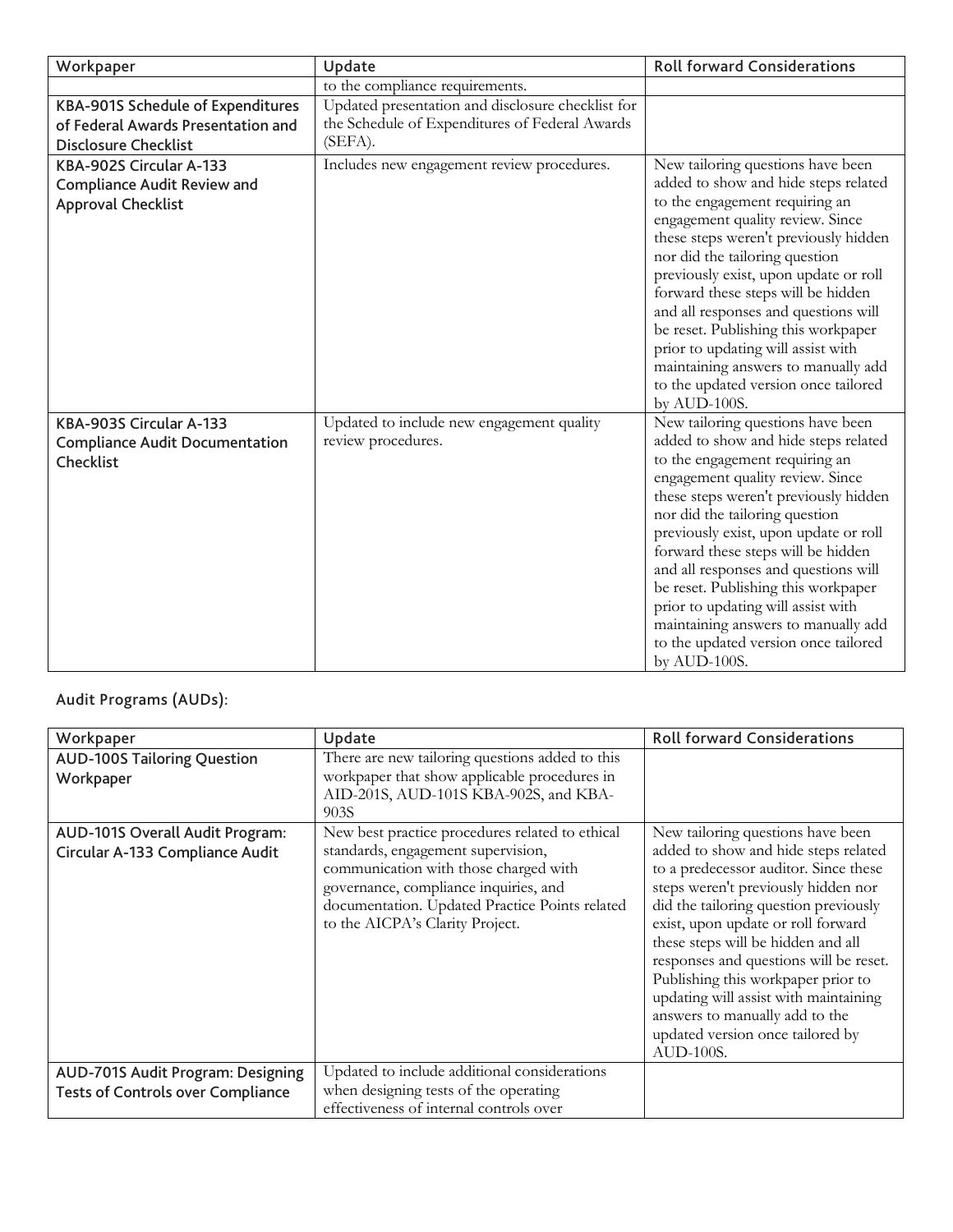| Workpaper | Update | Roll forward Considerations |
|---|---|---|
| | to the compliance requirements. | |
| **KBA-901S Schedule of Expenditures of Federal Awards Presentation and Disclosure Checklist** | Updated presentation and disclosure checklist for the Schedule of Expenditures of Federal Awards (SEFA). | |
| **KBA-902S Circular A-133 Compliance Audit Review and Approval Checklist** | Includes new engagement review procedures. | New tailoring questions have been added to show and hide steps related to the engagement requiring an engagement quality review. Since these steps weren't previously hidden nor did the tailoring question previously exist, upon update or roll forward these steps will be hidden and all responses and questions will be reset. Publishing this workpaper prior to updating will assist with maintaining answers to manually add to the updated version once tailored by AUD-100S. |
| **KBA-903S Circular A-133 Compliance Audit Documentation Checklist** | Updated to include new engagement quality review procedures. | New tailoring questions have been added to show and hide steps related to the engagement requiring an engagement quality review. Since these steps weren't previously hidden nor did the tailoring question previously exist, upon update or roll forward these steps will be hidden and all responses and questions will be reset. Publishing this workpaper prior to updating will assist with maintaining answers to manually add to the updated version once tailored by AUD-100S. |

Audit Programs (AUDs):

| Workpaper | Update | Roll forward Considerations |
|---|---|---|
| **AUD-100S Tailoring Question Workpaper** | There are new tailoring questions added to this workpaper that show applicable procedures in AID-201S, AUD-101S KBA-902S, and KBA-903S | |
| **AUD-101S Overall Audit Program: Circular A-133 Compliance Audit** | New best practice procedures related to ethical standards, engagement supervision, communication with those charged with governance, compliance inquiries, and documentation. Updated Practice Points related to the AICPA's Clarity Project. | New tailoring questions have been added to show and hide steps related to a predecessor auditor. Since these steps weren't previously hidden nor did the tailoring question previously exist, upon update or roll forward these steps will be hidden and all responses and questions will be reset. Publishing this workpaper prior to updating will assist with maintaining answers to manually add to the updated version once tailored by AUD-100S. |
| **AUD-701S Audit Program: Designing Tests of Controls over Compliance** | Updated to include additional considerations when designing tests of the operating effectiveness of internal controls over | |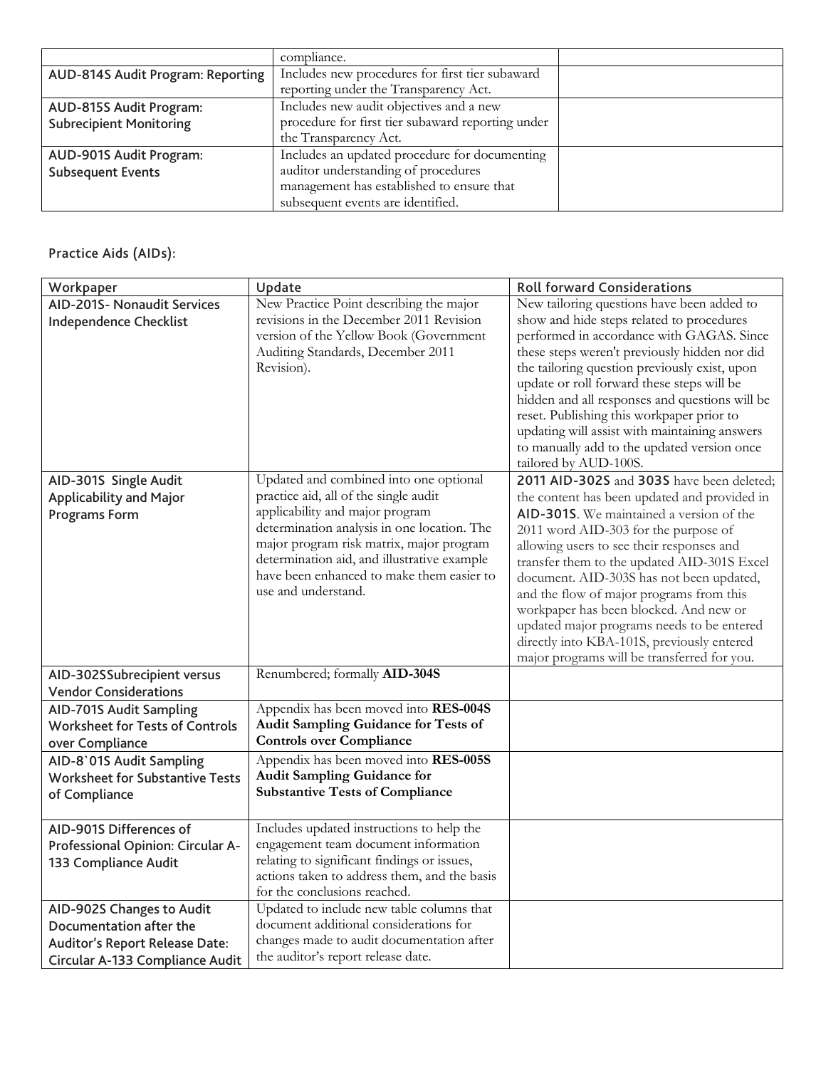| | compliance. | |
|---|---|---|
| AUD-814S Audit Program: Reporting | Includes new procedures for first tier subaward reporting under the Transparency Act. | |
| AUD-815S Audit Program: Subrecipient Monitoring | Includes new audit objectives and a new procedure for first tier subaward reporting under the Transparency Act. | |
| AUD-901S Audit Program: Subsequent Events | Includes an updated procedure for documenting auditor understanding of procedures management has established to ensure that subsequent events are identified. | |

Practice Aids (AIDs):

| Workpaper | Update | Roll forward Considerations |
|---|---|---|
| AID-201S- Nonaudit Services Independence Checklist | New Practice Point describing the major revisions in the December 2011 Revision version of the Yellow Book (Government Auditing Standards, December 2011 Revision). | New tailoring questions have been added to show and hide steps related to procedures performed in accordance with GAGAS. Since these steps weren't previously hidden nor did the tailoring question previously exist, upon update or roll forward these steps will be hidden and all responses and questions will be reset. Publishing this workpaper prior to updating will assist with maintaining answers to manually add to the updated version once tailored by AUD-100S. |
| AID-301S Single Audit Applicability and Major Programs Form | Updated and combined into one optional practice aid, all of the single audit applicability and major program determination analysis in one location. The major program risk matrix, major program determination aid, and illustrative example have been enhanced to make them easier to use and understand. | **2011 AID-302S** and **303S** have been deleted; the content has been updated and provided in **AID-301S**. We maintained a version of the 2011 word AID-303 for the purpose of allowing users to see their responses and transfer them to the updated AID-301S Excel document. AID-303S has not been updated, and the flow of major programs from this workpaper has been blocked. And new or updated major programs needs to be entered directly into KBA-101S, previously entered major programs will be transferred for you. |
| AID-302SSubrecipient versus Vendor Considerations | Renumbered; formally **AID-304S** | |
| AID-701S Audit Sampling Worksheet for Tests of Controls over Compliance | Appendix has been moved into **RES-004S Audit Sampling Guidance for Tests of Controls over Compliance** | |
| AID-8`01S Audit Sampling Worksheet for Substantive Tests of Compliance | Appendix has been moved into **RES-005S Audit Sampling Guidance for Substantive Tests of Compliance** | |
| AID-901S Differences of Professional Opinion: Circular A-133 Compliance Audit | Includes updated instructions to help the engagement team document information relating to significant findings or issues, actions taken to address them, and the basis for the conclusions reached. | |
| AID-902S Changes to Audit Documentation after the Auditor's Report Release Date: Circular A-133 Compliance Audit | Updated to include new table columns that document additional considerations for changes made to audit documentation after the auditor's report release date. | |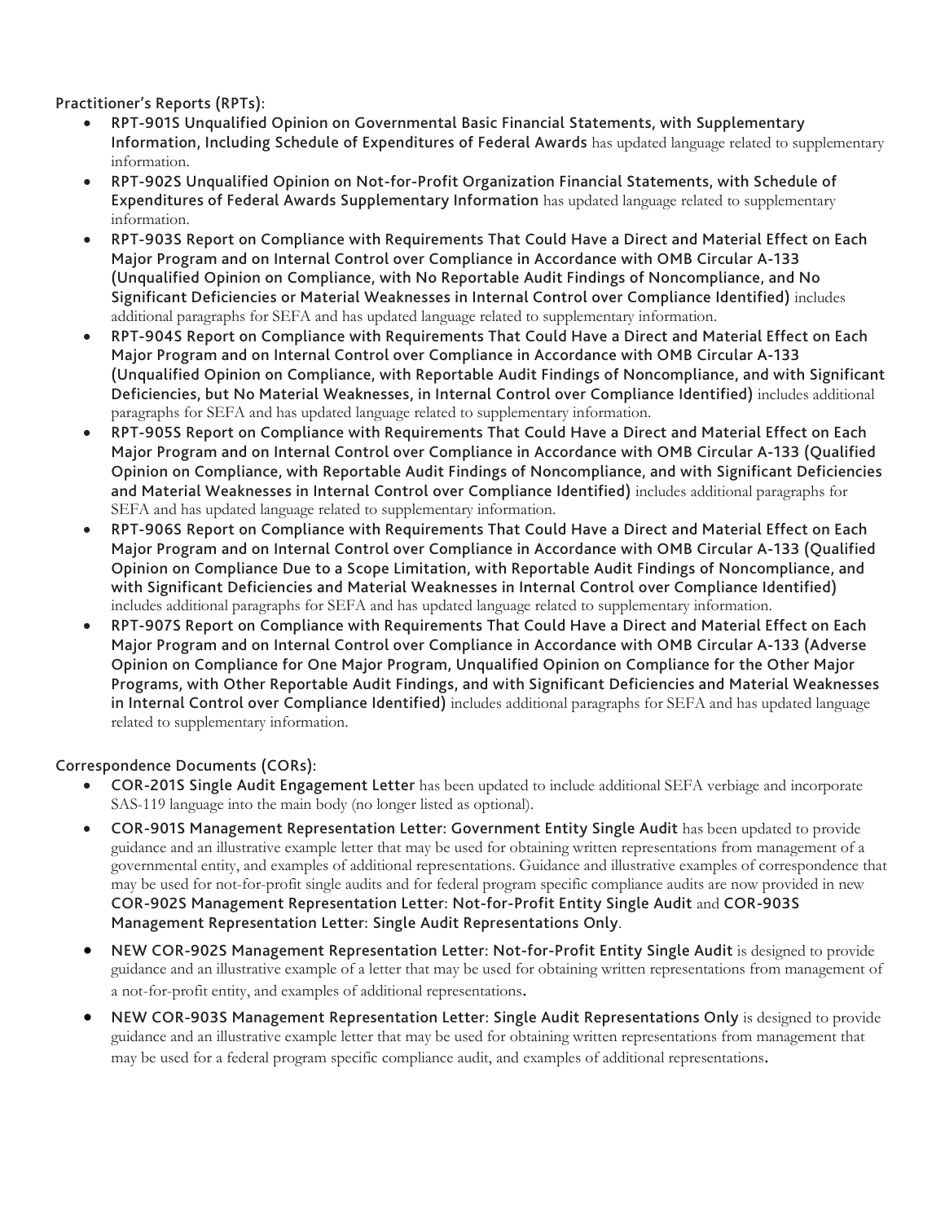Practitioner's Reports (RPTs):

- **RPT-901S Unqualified Opinion on Governmental Basic Financial Statements, with Supplementary Information, Including Schedule of Expenditures of Federal Awards** has updated language related to supplementary information.
- **RPT-902S Unqualified Opinion on Not-for-Profit Organization Financial Statements, with Schedule of Expenditures of Federal Awards Supplementary Information** has updated language related to supplementary information.
- **RPT-903S Report on Compliance with Requirements That Could Have a Direct and Material Effect on Each Major Program and on Internal Control over Compliance in Accordance with OMB Circular A-133 (Unqualified Opinion on Compliance, with No Reportable Audit Findings of Noncompliance, and No Significant Deficiencies or Material Weaknesses in Internal Control over Compliance Identified)** includes additional paragraphs for SEFA and has updated language related to supplementary information.
- **RPT-904S Report on Compliance with Requirements That Could Have a Direct and Material Effect on Each Major Program and on Internal Control over Compliance in Accordance with OMB Circular A-133 (Unqualified Opinion on Compliance, with Reportable Audit Findings of Noncompliance, and with Significant Deficiencies, but No Material Weaknesses, in Internal Control over Compliance Identified)** includes additional paragraphs for SEFA and has updated language related to supplementary information.
- **RPT-905S Report on Compliance with Requirements That Could Have a Direct and Material Effect on Each Major Program and on Internal Control over Compliance in Accordance with OMB Circular A-133 (Qualified Opinion on Compliance, with Reportable Audit Findings of Noncompliance, and with Significant Deficiencies and Material Weaknesses in Internal Control over Compliance Identified)** includes additional paragraphs for SEFA and has updated language related to supplementary information.
- **RPT-906S Report on Compliance with Requirements That Could Have a Direct and Material Effect on Each Major Program and on Internal Control over Compliance in Accordance with OMB Circular A-133 (Qualified Opinion on Compliance Due to a Scope Limitation, with Reportable Audit Findings of Noncompliance, and with Significant Deficiencies and Material Weaknesses in Internal Control over Compliance Identified)** includes additional paragraphs for SEFA and has updated language related to supplementary information.
- **RPT-907S Report on Compliance with Requirements That Could Have a Direct and Material Effect on Each Major Program and on Internal Control over Compliance in Accordance with OMB Circular A-133 (Adverse Opinion on Compliance for One Major Program, Unqualified Opinion on Compliance for the Other Major Programs, with Other Reportable Audit Findings, and with Significant Deficiencies and Material Weaknesses in Internal Control over Compliance Identified)** includes additional paragraphs for SEFA and has updated language related to supplementary information.

Correspondence Documents (CORs):

- **COR-201S Single Audit Engagement Letter** has been updated to include additional SEFA verbiage and incorporate SAS-119 language into the main body (no longer listed as optional).
- **COR-901S Management Representation Letter: Government Entity Single Audit** has been updated to provide guidance and an illustrative example letter that may be used for obtaining written representations from management of a governmental entity, and examples of additional representations. Guidance and illustrative examples of correspondence that may be used for not-for-profit single audits and for federal program specific compliance audits are now provided in new **COR-902S Management Representation Letter: Not-for-Profit Entity Single Audit** and **COR-903S Management Representation Letter: Single Audit Representations Only**.
- **NEW COR-902S Management Representation Letter: Not-for-Profit Entity Single Audit** is designed to provide guidance and an illustrative example of a letter that may be used for obtaining written representations from management of a not-for-profit entity, and examples of additional representations.
- **NEW COR-903S Management Representation Letter: Single Audit Representations Only** is designed to provide guidance and an illustrative example letter that may be used for obtaining written representations from management that may be used for a federal program specific compliance audit, and examples of additional representations.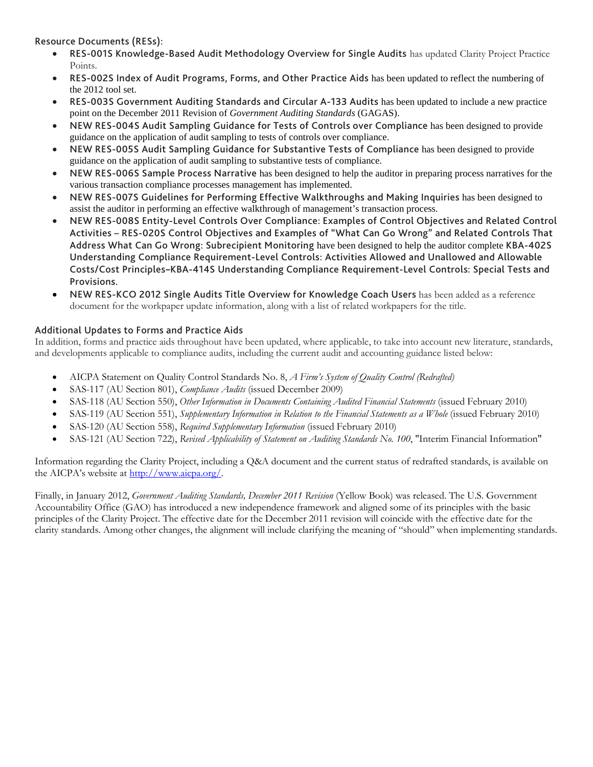Resource Documents (RESs):

- **RES-001S Knowledge-Based Audit Methodology Overview for Single Audits** has updated Clarity Project Practice Points.
- **RES-002S Index of Audit Programs, Forms, and Other Practice Aids** has been updated to reflect the numbering of the 2012 tool set.
- **RES-003S Government Auditing Standards and Circular A-133 Audits** has been updated to include a new practice point on the December 2011 Revision of *Government Auditing Standards* (GAGAS).
- **NEW RES-004S Audit Sampling Guidance for Tests of Controls over Compliance** has been designed to provide guidance on the application of audit sampling to tests of controls over compliance.
- **NEW RES-005S Audit Sampling Guidance for Substantive Tests of Compliance** has been designed to provide guidance on the application of audit sampling to substantive tests of compliance.
- **NEW RES-006S Sample Process Narrative** has been designed to help the auditor in preparing process narratives for the various transaction compliance processes management has implemented.
- **NEW RES-007S Guidelines for Performing Effective Walkthroughs and Making Inquiries** has been designed to assist the auditor in performing an effective walkthrough of management's transaction process.
- **NEW RES-008S Entity-Level Controls Over Compliance: Examples of Control Objectives and Related Control Activities – RES-020S Control Objectives and Examples of "What Can Go Wrong" and Related Controls That Address What Can Go Wrong: Subrecipient Monitoring** have been designed to help the auditor complete **KBA-402S Understanding Compliance Requirement-Level Controls: Activities Allowed and Unallowed and Allowable Costs/Cost Principles–KBA-414S Understanding Compliance Requirement-Level Controls: Special Tests and Provisions.**
- **NEW RES-KCO 2012 Single Audits Title Overview for Knowledge Coach Users** has been added as a reference document for the workpaper update information, along with a list of related workpapers for the title.

## Additional Updates to Forms and Practice Aids

In addition, forms and practice aids throughout have been updated, where applicable, to take into account new literature, standards, and developments applicable to compliance audits, including the current audit and accounting guidance listed below:

- AICPA Statement on Quality Control Standards No. 8, *A Firm's System of Quality Control (Redrafted)*
- SAS-117 (AU Section 801), *Compliance Audits* (issued December 2009)
- SAS-118 (AU Section 550), *Other Information in Documents Containing Audited Financial Statements* (issued February 2010)
- SAS-119 (AU Section 551), *Supplementary Information in Relation to the Financial Statements as a Whole* (issued February 2010)
- SAS-120 (AU Section 558), *Required Supplementary Information* (issued February 2010)
- SAS-121 (AU Section 722), *Revised Applicability of Statement on Auditing Standards No. 100*, "Interim Financial Information"

Information regarding the Clarity Project, including a Q&A document and the current status of redrafted standards, is available on the AICPA's website at http://www.aicpa.org/.

Finally, in January 2012, *Government Auditing Standards, December 2011 Revision* (Yellow Book) was released. The U.S. Government Accountability Office (GAO) has introduced a new independence framework and aligned some of its principles with the basic principles of the Clarity Project. The effective date for the December 2011 revision will coincide with the effective date for the clarity standards. Among other changes, the alignment will include clarifying the meaning of "should" when implementing standards.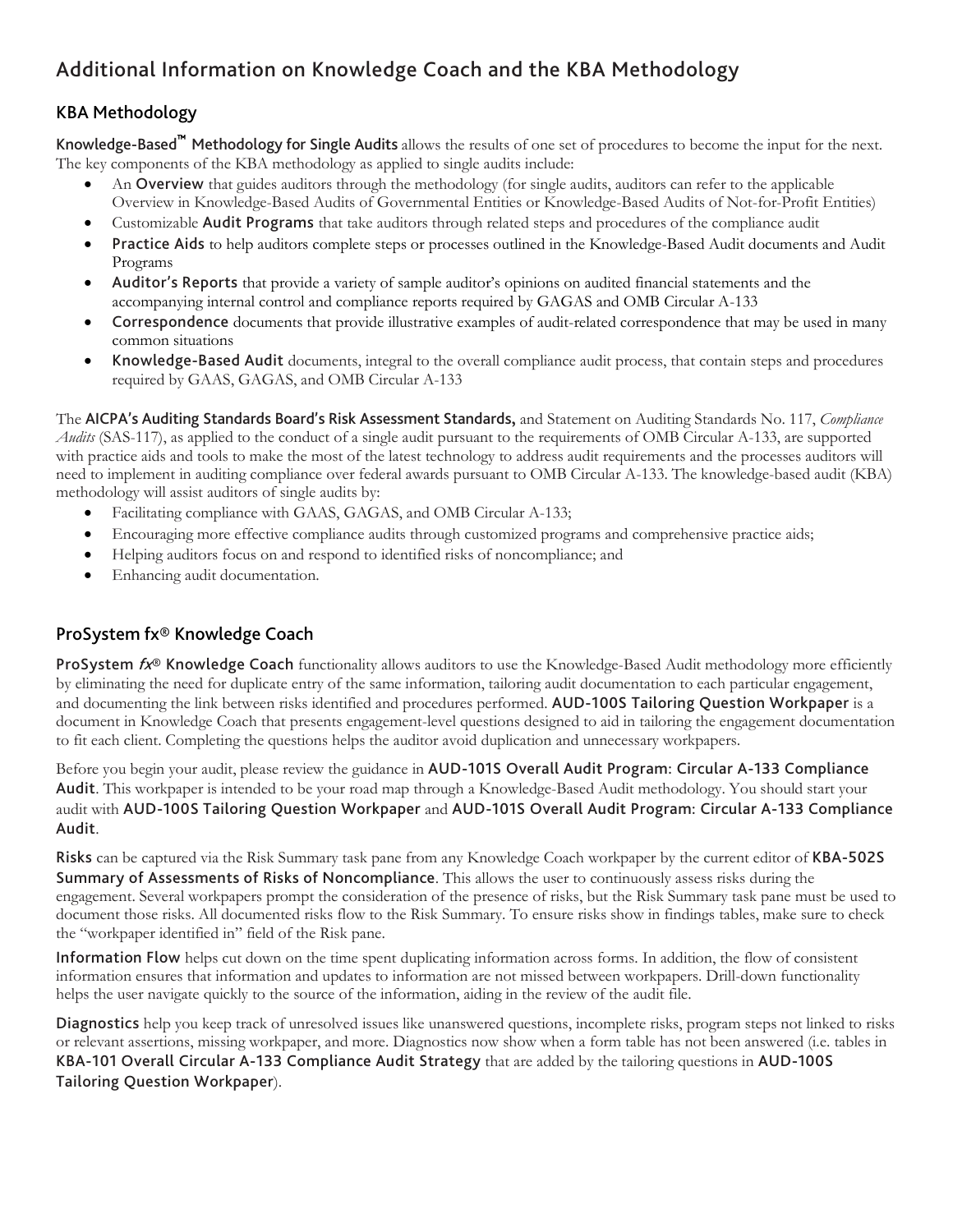## Additional Information on Knowledge Coach and the KBA Methodology

### KBA Methodology

**Knowledge-Based™ Methodology for Single Audits** allows the results of one set of procedures to become the input for the next. The key components of the KBA methodology as applied to single audits include:

- An **Overview** that guides auditors through the methodology (for single audits, auditors can refer to the applicable Overview in Knowledge-Based Audits of Governmental Entities or Knowledge-Based Audits of Not-for-Profit Entities)
- Customizable **Audit Programs** that take auditors through related steps and procedures of the compliance audit
- **Practice Aids** to help auditors complete steps or processes outlined in the Knowledge-Based Audit documents and Audit Programs
- **Auditor's Reports** that provide a variety of sample auditor's opinions on audited financial statements and the accompanying internal control and compliance reports required by GAGAS and OMB Circular A-133
- **Correspondence** documents that provide illustrative examples of audit-related correspondence that may be used in many common situations
- **Knowledge-Based Audit** documents, integral to the overall compliance audit process, that contain steps and procedures required by GAAS, GAGAS, and OMB Circular A-133

The **AICPA's Auditing Standards Board's Risk Assessment Standards,** and Statement on Auditing Standards No. 117, *Compliance Audits* (SAS-117), as applied to the conduct of a single audit pursuant to the requirements of OMB Circular A-133, are supported with practice aids and tools to make the most of the latest technology to address audit requirements and the processes auditors will need to implement in auditing compliance over federal awards pursuant to OMB Circular A-133. The knowledge-based audit (KBA) methodology will assist auditors of single audits by:

- Facilitating compliance with GAAS, GAGAS, and OMB Circular A-133;
- Encouraging more effective compliance audits through customized programs and comprehensive practice aids;
- Helping auditors focus on and respond to identified risks of noncompliance; and
- Enhancing audit documentation.

### ProSystem fx® Knowledge Coach

**ProSystem *fx*® Knowledge Coach** functionality allows auditors to use the Knowledge-Based Audit methodology more efficiently by eliminating the need for duplicate entry of the same information, tailoring audit documentation to each particular engagement, and documenting the link between risks identified and procedures performed. **AUD-100S Tailoring Question Workpaper** is a document in Knowledge Coach that presents engagement-level questions designed to aid in tailoring the engagement documentation to fit each client. Completing the questions helps the auditor avoid duplication and unnecessary workpapers.

Before you begin your audit, please review the guidance in **AUD-101S Overall Audit Program: Circular A-133 Compliance Audit**. This workpaper is intended to be your road map through a Knowledge-Based Audit methodology. You should start your audit with **AUD-100S Tailoring Question Workpaper** and **AUD-101S Overall Audit Program: Circular A-133 Compliance Audit**.

**Risks** can be captured via the Risk Summary task pane from any Knowledge Coach workpaper by the current editor of **KBA-502S Summary of Assessments of Risks of Noncompliance**. This allows the user to continuously assess risks during the engagement. Several workpapers prompt the consideration of the presence of risks, but the Risk Summary task pane must be used to document those risks. All documented risks flow to the Risk Summary. To ensure risks show in findings tables, make sure to check the "workpaper identified in" field of the Risk pane.

**Information Flow** helps cut down on the time spent duplicating information across forms. In addition, the flow of consistent information ensures that information and updates to information are not missed between workpapers. Drill-down functionality helps the user navigate quickly to the source of the information, aiding in the review of the audit file.

**Diagnostics** help you keep track of unresolved issues like unanswered questions, incomplete risks, program steps not linked to risks or relevant assertions, missing workpaper, and more. Diagnostics now show when a form table has not been answered (i.e. tables in **KBA-101 Overall Circular A-133 Compliance Audit Strategy** that are added by the tailoring questions in **AUD-100S Tailoring Question Workpaper**).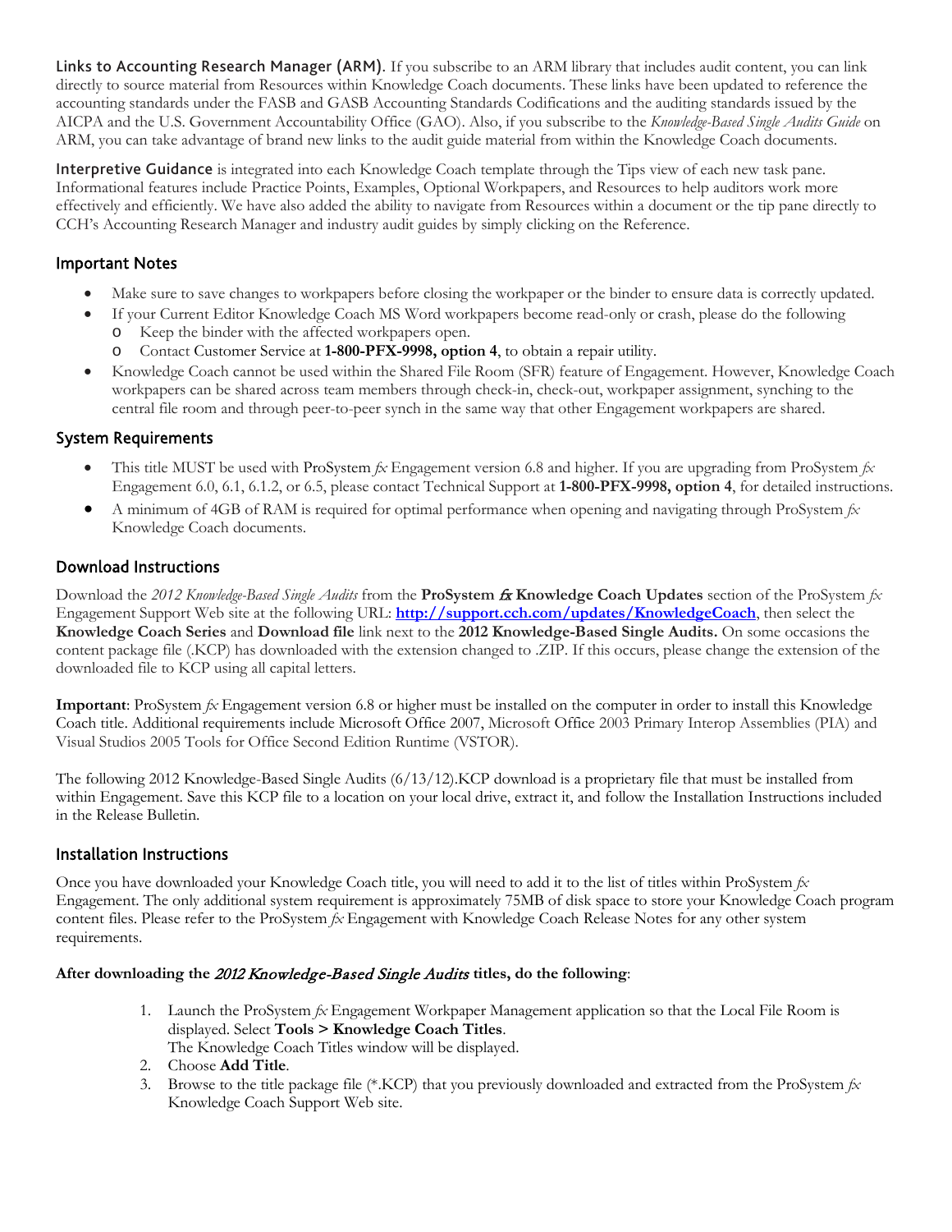**Links to Accounting Research Manager (ARM)**. If you subscribe to an ARM library that includes audit content, you can link directly to source material from Resources within Knowledge Coach documents. These links have been updated to reference the accounting standards under the FASB and GASB Accounting Standards Codifications and the auditing standards issued by the AICPA and the U.S. Government Accountability Office (GAO). Also, if you subscribe to the *Knowledge-Based Single Audits Guide* on ARM, you can take advantage of brand new links to the audit guide material from within the Knowledge Coach documents.

**Interpretive Guidance** is integrated into each Knowledge Coach template through the Tips view of each new task pane. Informational features include Practice Points, Examples, Optional Workpapers, and Resources to help auditors work more effectively and efficiently. We have also added the ability to navigate from Resources within a document or the tip pane directly to CCH's Accounting Research Manager and industry audit guides by simply clicking on the Reference.

## Important Notes

- Make sure to save changes to workpapers before closing the workpaper or the binder to ensure data is correctly updated.
- If your Current Editor Knowledge Coach MS Word workpapers become read-only or crash, please do the following
  - Keep the binder with the affected workpapers open.
  - Contact Customer Service at **1-800-PFX-9998, option 4**, to obtain a repair utility.
- Knowledge Coach cannot be used within the Shared File Room (SFR) feature of Engagement. However, Knowledge Coach workpapers can be shared across team members through check-in, check-out, workpaper assignment, synching to the central file room and through peer-to-peer synch in the same way that other Engagement workpapers are shared.

## System Requirements

- This title MUST be used with ProSystem *fx* Engagement version 6.8 and higher. If you are upgrading from ProSystem *fx* Engagement 6.0, 6.1, 6.1.2, or 6.5, please contact Technical Support at **1-800-PFX-9998, option 4**, for detailed instructions.
- A minimum of 4GB of RAM is required for optimal performance when opening and navigating through ProSystem *fx* Knowledge Coach documents.

## Download Instructions

Download the *2012 Knowledge-Based Single Audits* from the **ProSystem *fx* Knowledge Coach Updates** section of the ProSystem *fx* Engagement Support Web site at the following URL: **http://support.cch.com/updates/KnowledgeCoach**, then select the **Knowledge Coach Series** and **Download file** link next to the **2012 Knowledge-Based Single Audits.** On some occasions the content package file (.KCP) has downloaded with the extension changed to .ZIP. If this occurs, please change the extension of the downloaded file to KCP using all capital letters.

**Important**: ProSystem *fx* Engagement version 6.8 or higher must be installed on the computer in order to install this Knowledge Coach title. Additional requirements include Microsoft Office 2007, Microsoft Office 2003 Primary Interop Assemblies (PIA) and Visual Studios 2005 Tools for Office Second Edition Runtime (VSTOR).

The following 2012 Knowledge-Based Single Audits (6/13/12).KCP download is a proprietary file that must be installed from within Engagement. Save this KCP file to a location on your local drive, extract it, and follow the Installation Instructions included in the Release Bulletin.

## Installation Instructions

Once you have downloaded your Knowledge Coach title, you will need to add it to the list of titles within ProSystem *fx* Engagement. The only additional system requirement is approximately 75MB of disk space to store your Knowledge Coach program content files. Please refer to the ProSystem *fx* Engagement with Knowledge Coach Release Notes for any other system requirements.

**After downloading the *2012 Knowledge-Based Single Audits* titles, do the following**:

1. Launch the ProSystem *fx* Engagement Workpaper Management application so that the Local File Room is displayed. Select **Tools > Knowledge Coach Titles**.
   The Knowledge Coach Titles window will be displayed.
2. Choose **Add Title**.
3. Browse to the title package file (*.KCP) that you previously downloaded and extracted from the ProSystem *fx* Knowledge Coach Support Web site.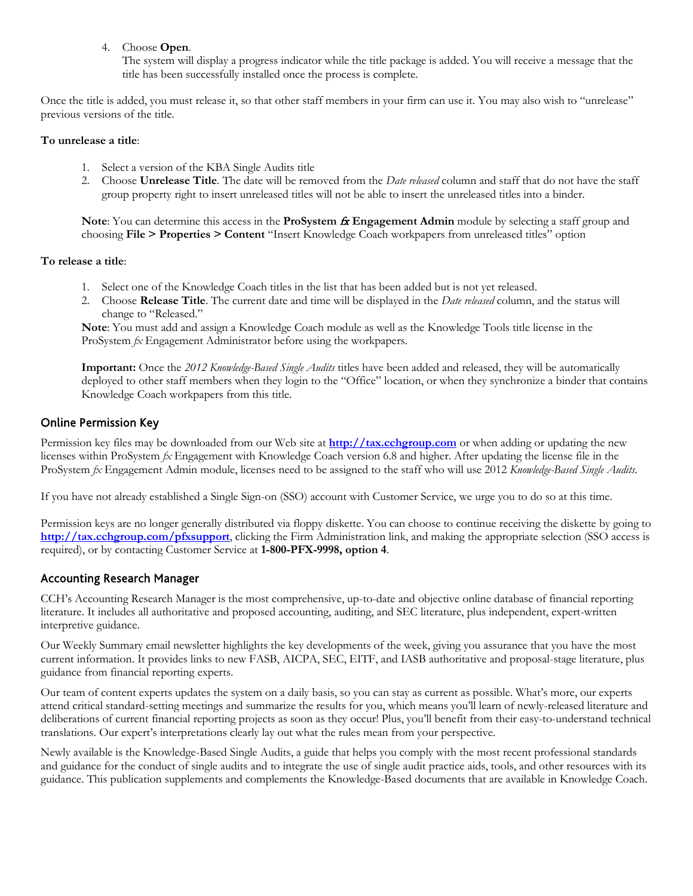4. Choose **Open**.
   The system will display a progress indicator while the title package is added. You will receive a message that the title has been successfully installed once the process is complete.

Once the title is added, you must release it, so that other staff members in your firm can use it. You may also wish to "unrelease" previous versions of the title.

**To unrelease a title**:

1. Select a version of the KBA Single Audits title
2. Choose **Unrelease Title**. The date will be removed from the *Date released* column and staff that do not have the staff group property right to insert unreleased titles will not be able to insert the unreleased titles into a binder.

   **Note**: You can determine this access in the **ProSystem *fx* Engagement Admin** module by selecting a staff group and choosing **File > Properties > Content** "Insert Knowledge Coach workpapers from unreleased titles" option

**To release a title**:

1. Select one of the Knowledge Coach titles in the list that has been added but is not yet released.
2. Choose **Release Title**. The current date and time will be displayed in the *Date released* column, and the status will change to "Released."

   **Note**: You must add and assign a Knowledge Coach module as well as the Knowledge Tools title license in the ProSystem *fx* Engagement Administrator before using the workpapers.

   **Important:** Once the *2012 Knowledge-Based Single Audits* titles have been added and released, they will be automatically deployed to other staff members when they login to the "Office" location, or when they synchronize a binder that contains Knowledge Coach workpapers from this title.

## Online Permission Key

Permission key files may be downloaded from our Web site at **http://tax.cchgroup.com** or when adding or updating the new licenses within ProSystem *fx* Engagement with Knowledge Coach version 6.8 and higher. After updating the license file in the ProSystem *fx* Engagement Admin module, licenses need to be assigned to the staff who will use 2012 *Knowledge-Based Single Audits*.

If you have not already established a Single Sign-on (SSO) account with Customer Service, we urge you to do so at this time.

Permission keys are no longer generally distributed via floppy diskette. You can choose to continue receiving the diskette by going to **http://tax.cchgroup.com/pfxsupport**, clicking the Firm Administration link, and making the appropriate selection (SSO access is required), or by contacting Customer Service at **1-800-PFX-9998, option 4**.

## Accounting Research Manager

CCH's Accounting Research Manager is the most comprehensive, up-to-date and objective online database of financial reporting literature. It includes all authoritative and proposed accounting, auditing, and SEC literature, plus independent, expert-written interpretive guidance.

Our Weekly Summary email newsletter highlights the key developments of the week, giving you assurance that you have the most current information. It provides links to new FASB, AICPA, SEC, EITF, and IASB authoritative and proposal-stage literature, plus guidance from financial reporting experts.

Our team of content experts updates the system on a daily basis, so you can stay as current as possible. What's more, our experts attend critical standard-setting meetings and summarize the results for you, which means you'll learn of newly-released literature and deliberations of current financial reporting projects as soon as they occur! Plus, you'll benefit from their easy-to-understand technical translations. Our expert's interpretations clearly lay out what the rules mean from your perspective.

Newly available is the Knowledge-Based Single Audits, a guide that helps you comply with the most recent professional standards and guidance for the conduct of single audits and to integrate the use of single audit practice aids, tools, and other resources with its guidance. This publication supplements and complements the Knowledge-Based documents that are available in Knowledge Coach.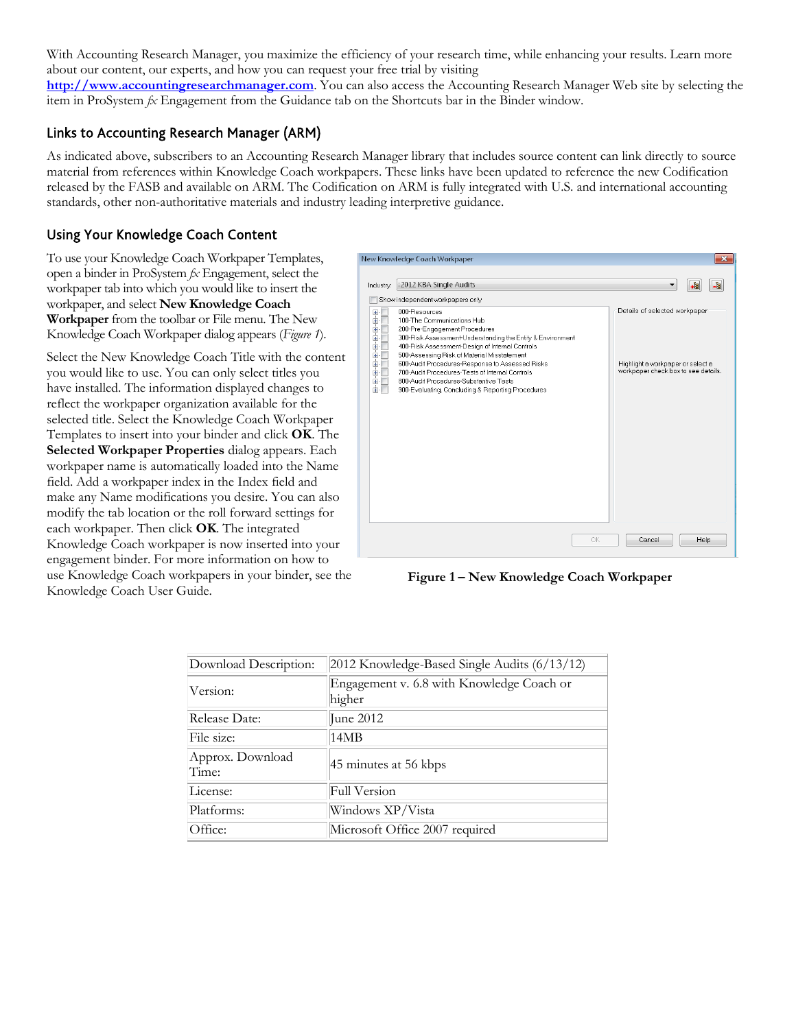With Accounting Research Manager, you maximize the efficiency of your research time, while enhancing your results. Learn more about our content, our experts, and how you can request your free trial by visiting **http://www.accountingresearchmanager.com**. You can also access the Accounting Research Manager Web site by selecting the item in ProSystem *fx* Engagement from the Guidance tab on the Shortcuts bar in the Binder window.

## Links to Accounting Research Manager (ARM)

As indicated above, subscribers to an Accounting Research Manager library that includes source content can link directly to source material from references within Knowledge Coach workpapers. These links have been updated to reference the new Codification released by the FASB and available on ARM. The Codification on ARM is fully integrated with U.S. and international accounting standards, other non-authoritative materials and industry leading interpretive guidance.

## Using Your Knowledge Coach Content

To use your Knowledge Coach Workpaper Templates, open a binder in ProSystem *fx* Engagement, select the workpaper tab into which you would like to insert the workpaper, and select **New Knowledge Coach Workpaper** from the toolbar or File menu. The New Knowledge Coach Workpaper dialog appears (*Figure 1*).

Select the New Knowledge Coach Title with the content you would like to use. You can only select titles you have installed. The information displayed changes to reflect the workpaper organization available for the selected title. Select the Knowledge Coach Workpaper Templates to insert into your binder and click **OK**. The **Selected Workpaper Properties** dialog appears. Each workpaper name is automatically loaded into the Name field. Add a workpaper index in the Index field and make any Name modifications you desire. You can also modify the tab location or the roll forward settings for each workpaper. Then click **OK**. The integrated Knowledge Coach workpaper is now inserted into your engagement binder. For more information on how to use Knowledge Coach workpapers in your binder, see the Knowledge Coach User Guide.

**Figure 1 – New Knowledge Coach Workpaper**

| Download Description: | 2012 Knowledge-Based Single Audits (6/13/12) |
|---|---|
| Version: | Engagement v. 6.8 with Knowledge Coach or higher |
| Release Date: | June 2012 |
| File size: | 14MB |
| Approx. Download Time: | 45 minutes at 56 kbps |
| License: | Full Version |
| Platforms: | Windows XP/Vista |
| Office: | Microsoft Office 2007 required |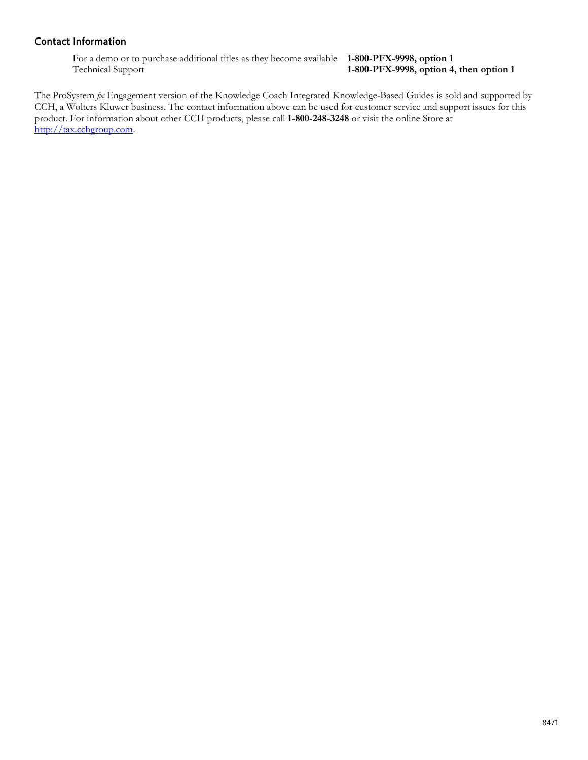## Contact Information

| | |
|---|---|
| For a demo or to purchase additional titles as they become available | **1-800-PFX-9998, option 1** |
| Technical Support | **1-800-PFX-9998, option 4, then option 1** |

The ProSystem *fx* Engagement version of the Knowledge Coach Integrated Knowledge-Based Guides is sold and supported by CCH, a Wolters Kluwer business. The contact information above can be used for customer service and support issues for this product. For information about other CCH products, please call **1-800-248-3248** or visit the online Store at [http://tax.cchgroup.com](http://tax.cchgroup.com).

8471